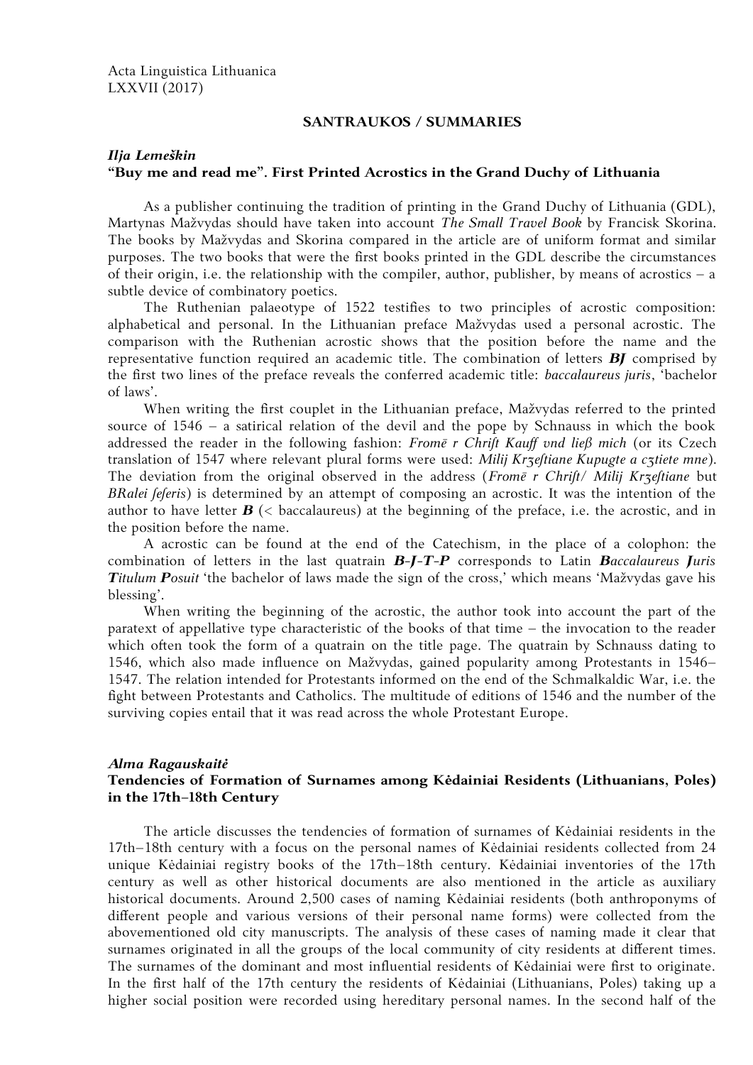Acta Linguistica Lithuanica
LXXVII (2017)

## SANTRAUKOS / SUMMARIES

### *Ilja Lemeškin*
### "Buy me and read me". First Printed Acrostics in the Grand Duchy of Lithuania

As a publisher continuing the tradition of printing in the Grand Duchy of Lithuania (GDL), Martynas Mažvydas should have taken into account *The Small Travel Book* by Francisk Skorina. The books by Mažvydas and Skorina compared in the article are of uniform format and similar purposes. The two books that were the first books printed in the GDL describe the circumstances of their origin, i.e. the relationship with the compiler, author, publisher, by means of acrostics – a subtle device of combinatory poetics.

The Ruthenian palaeotype of 1522 testifies to two principles of acrostic composition: alphabetical and personal. In the Lithuanian preface Mažvydas used a personal acrostic. The comparison with the Ruthenian acrostic shows that the position before the name and the representative function required an academic title. The combination of letters ***BJ*** comprised by the first two lines of the preface reveals the conferred academic title: *baccalaureus juris*, 'bachelor of laws'.

When writing the first couplet in the Lithuanian preface, Mažvydas referred to the printed source of 1546 – a satirical relation of the devil and the pope by Schnauss in which the book addressed the reader in the following fashion: *Fromē r Chrift Kauff vnd ließ mich* (or its Czech translation of 1547 where relevant plural forms were used: *Milij Krʒeftiane Kupugte a cʒtiete mne*). The deviation from the original observed in the address (*Fromē r Chrift/ Milij Krʒeftiane* but *BRalei ſeferis*) is determined by an attempt of composing an acrostic. It was the intention of the author to have letter ***B*** (< baccalaureus) at the beginning of the preface, i.e. the acrostic, and in the position before the name.

A acrostic can be found at the end of the Catechism, in the place of a colophon: the combination of letters in the last quatrain ***B-J-T-P*** corresponds to Latin ***B****accalaureus* ***J****uris* ***T****itulum* ***P****osuit* 'the bachelor of laws made the sign of the cross,' which means 'Mažvydas gave his blessing'.

When writing the beginning of the acrostic, the author took into account the part of the paratext of appellative type characteristic of the books of that time – the invocation to the reader which often took the form of a quatrain on the title page. The quatrain by Schnauss dating to 1546, which also made influence on Mažvydas, gained popularity among Protestants in 1546–1547. The relation intended for Protestants informed on the end of the Schmalkaldic War, i.e. the fight between Protestants and Catholics. The multitude of editions of 1546 and the number of the surviving copies entail that it was read across the whole Protestant Europe.

### *Alma Ragauskaitė*
### Tendencies of Formation of Surnames among Kėdainiai Residents (Lithuanians, Poles) in the 17th–18th Century

The article discusses the tendencies of formation of surnames of Kėdainiai residents in the 17th–18th century with a focus on the personal names of Kėdainiai residents collected from 24 unique Kėdainiai registry books of the 17th–18th century. Kėdainiai inventories of the 17th century as well as other historical documents are also mentioned in the article as auxiliary historical documents. Around 2,500 cases of naming Kėdainiai residents (both anthroponyms of different people and various versions of their personal name forms) were collected from the abovementioned old city manuscripts. The analysis of these cases of naming made it clear that surnames originated in all the groups of the local community of city residents at different times. The surnames of the dominant and most influential residents of Kėdainiai were first to originate. In the first half of the 17th century the residents of Kėdainiai (Lithuanians, Poles) taking up a higher social position were recorded using hereditary personal names. In the second half of the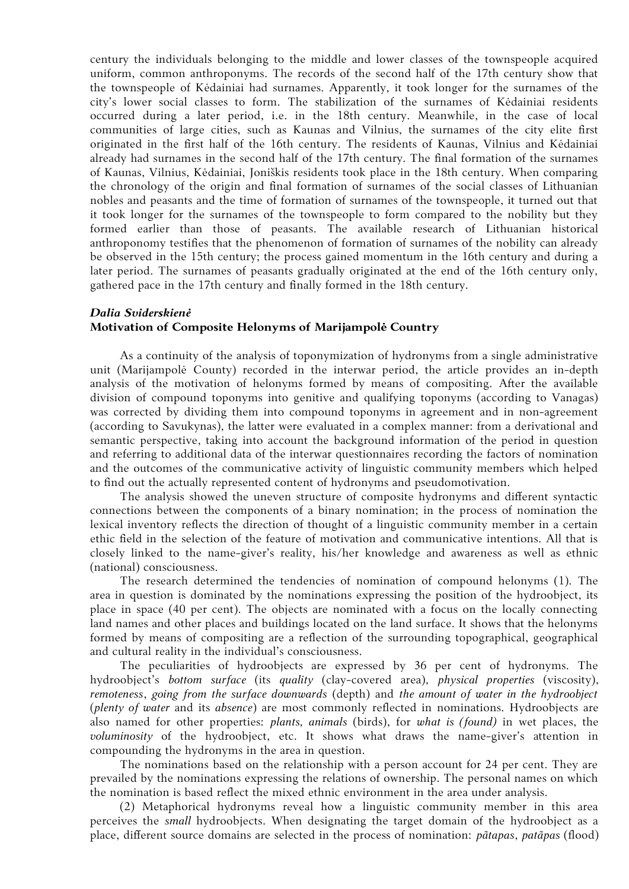century the individuals belonging to the middle and lower classes of the townspeople acquired uniform, common anthroponyms. The records of the second half of the 17th century show that the townspeople of Kėdainiai had surnames. Apparently, it took longer for the surnames of the city's lower social classes to form. The stabilization of the surnames of Kėdainiai residents occurred during a later period, i.e. in the 18th century. Meanwhile, in the case of local communities of large cities, such as Kaunas and Vilnius, the surnames of the city elite first originated in the first half of the 16th century. The residents of Kaunas, Vilnius and Kėdainiai already had surnames in the second half of the 17th century. The final formation of the surnames of Kaunas, Vilnius, Kėdainiai, Joniškis residents took place in the 18th century. When comparing the chronology of the origin and final formation of surnames of the social classes of Lithuanian nobles and peasants and the time of formation of surnames of the townspeople, it turned out that it took longer for the surnames of the townspeople to form compared to the nobility but they formed earlier than those of peasants. The available research of Lithuanian historical anthroponomy testifies that the phenomenon of formation of surnames of the nobility can already be observed in the 15th century; the process gained momentum in the 16th century and during a later period. The surnames of peasants gradually originated at the end of the 16th century only, gathered pace in the 17th century and finally formed in the 18th century.

***Dalia Sviderskienė***
**Motivation of Composite Helonyms of Marijampolė Country**

As a continuity of the analysis of toponymization of hydronyms from a single administrative unit (Marijampolė County) recorded in the interwar period, the article provides an in-depth analysis of the motivation of helonyms formed by means of compositing. After the available division of compound toponyms into genitive and qualifying toponyms (according to Vanagas) was corrected by dividing them into compound toponyms in agreement and in non-agreement (according to Savukynas), the latter were evaluated in a complex manner: from a derivational and semantic perspective, taking into account the background information of the period in question and referring to additional data of the interwar questionnaires recording the factors of nomination and the outcomes of the communicative activity of linguistic community members which helped to find out the actually represented content of hydronyms and pseudomotivation.

The analysis showed the uneven structure of composite hydronyms and different syntactic connections between the components of a binary nomination; in the process of nomination the lexical inventory reflects the direction of thought of a linguistic community member in a certain ethic field in the selection of the feature of motivation and communicative intentions. All that is closely linked to the name-giver's reality, his/her knowledge and awareness as well as ethnic (national) consciousness.

The research determined the tendencies of nomination of compound helonyms (1). The area in question is dominated by the nominations expressing the position of the hydroobject, its place in space (40 per cent). The objects are nominated with a focus on the locally connecting land names and other places and buildings located on the land surface. It shows that the helonyms formed by means of compositing are a reflection of the surrounding topographical, geographical and cultural reality in the individual's consciousness.

The peculiarities of hydroobjects are expressed by 36 per cent of hydronyms. The hydroobject's *bottom surface* (its *quality* (clay-covered area), *physical properties* (viscosity), *remoteness*, *going from the surface downwards* (depth) and *the amount of water in the hydroobject* (*plenty of water* and its *absence*) are most commonly reflected in nominations. Hydroobjects are also named for other properties: *plants, animals* (birds), for *what is (found)* in wet places, the *voluminosity* of the hydroobject, etc. It shows what draws the name-giver's attention in compounding the hydronyms in the area in question.

The nominations based on the relationship with a person account for 24 per cent. They are prevailed by the nominations expressing the relations of ownership. The personal names on which the nomination is based reflect the mixed ethnic environment in the area under analysis.

(2) Metaphorical hydronyms reveal how a linguistic community member in this area perceives the *small* hydroobjects. When designating the target domain of the hydroobject as a place, different source domains are selected in the process of nomination: *pãtapas*, *patãpas* (flood)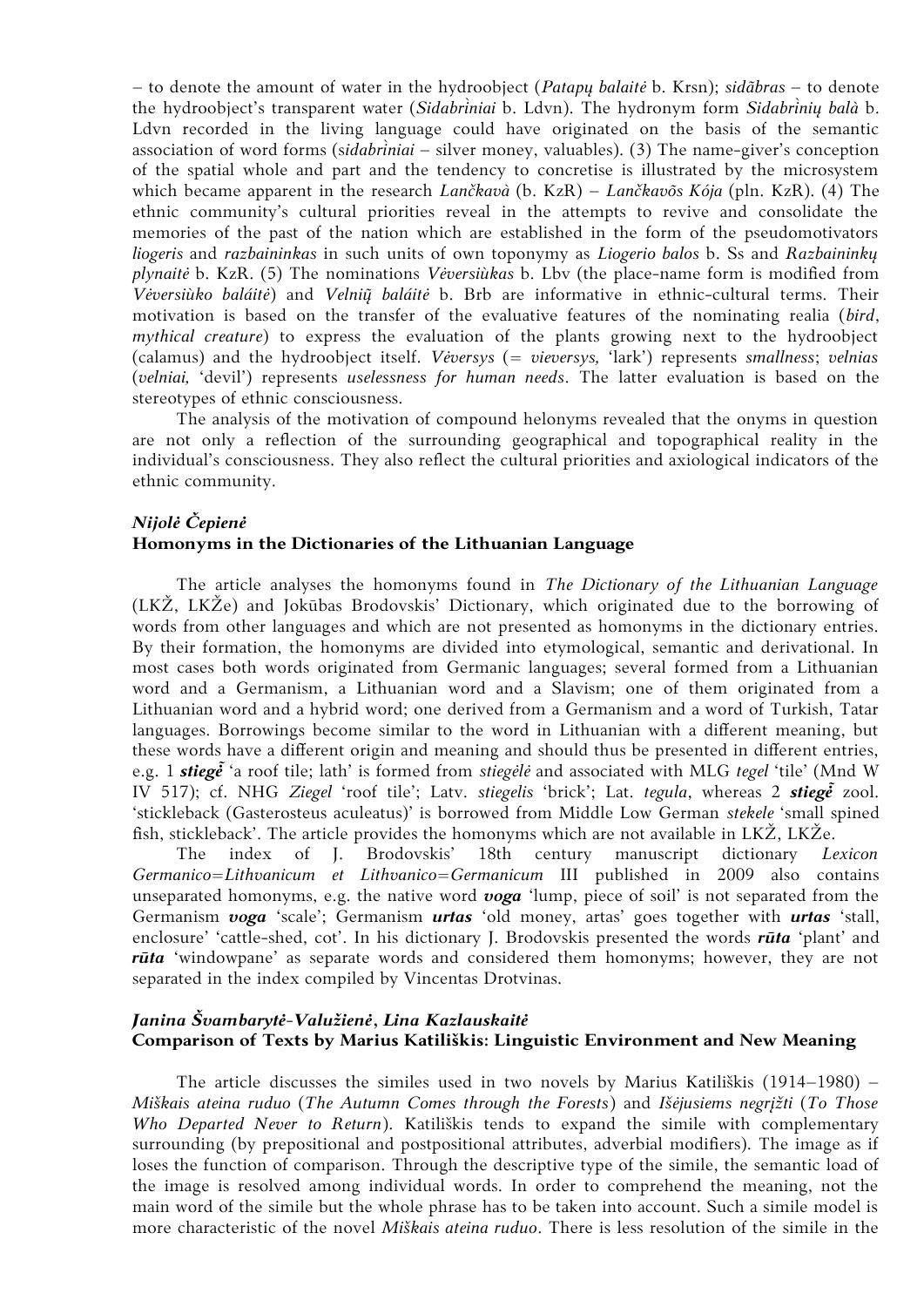– to denote the amount of water in the hydroobject (*Patapų balaitė* b. Krsn); *sidãbras* – to denote the hydroobject's transparent water (*Sidabrìniai* b. Ldvn). The hydronym form *Sidabrìnių balà* b. Ldvn recorded in the living language could have originated on the basis of the semantic association of word forms (*sidabrìniai* – silver money, valuables). (3) The name-giver's conception of the spatial whole and part and the tendency to concretise is illustrated by the microsystem which became apparent in the research *Lančkavà* (b. KzR) – *Lančkavõs Kója* (pln. KzR). (4) The ethnic community's cultural priorities reveal in the attempts to revive and consolidate the memories of the past of the nation which are established in the form of the pseudomotivators *liogeris* and *razbaininkas* in such units of own toponymy as *Liogerio balos* b. Ss and *Razbaininkų plynaitė* b. KzR. (5) The nominations *Vėversiùkas* b. Lbv (the place-name form is modified from *Vėversiùko baláitė*) and *Velnių̃ baláitė* b. Brb are informative in ethnic-cultural terms. Their motivation is based on the transfer of the evaluative features of the nominating realia (*bird*, *mythical creature*) to express the evaluation of the plants growing next to the hydroobject (calamus) and the hydroobject itself. *Vėversys* (= *vieversys,* 'lark') represents *smallness*; *velnias* (*velniai,* 'devil') represents *uselessness for human needs*. The latter evaluation is based on the stereotypes of ethnic consciousness.

The analysis of the motivation of compound helonyms revealed that the onyms in question are not only a reflection of the surrounding geographical and topographical reality in the individual's consciousness. They also reflect the cultural priorities and axiological indicators of the ethnic community.

### *Nijolė Čepienė*
### Homonyms in the Dictionaries of the Lithuanian Language

The article analyses the homonyms found in *The Dictionary of the Lithuanian Language* (LKŽ, LKŽe) and Jokūbas Brodovskis' Dictionary, which originated due to the borrowing of words from other languages and which are not presented as homonyms in the dictionary entries. By their formation, the homonyms are divided into etymological, semantic and derivational. In most cases both words originated from Germanic languages; several formed from a Lithuanian word and a Germanism, a Lithuanian word and a Slavism; one of them originated from a Lithuanian word and a hybrid word; one derived from a Germanism and a word of Turkish, Tatar languages. Borrowings become similar to the word in Lithuanian with a different meaning, but these words have a different origin and meaning and should thus be presented in different entries, e.g. 1 ***stiegẽ*** 'a roof tile; lath' is formed from *stiegėlė* and associated with MLG *tegel* 'tile' (Mnd W IV 517); cf. NHG *Ziegel* 'roof tile'; Latv. *stiegelis* 'brick'; Lat. *tegula*, whereas 2 ***stiegẽ*** zool. 'stickleback (Gasterosteus aculeatus)' is borrowed from Middle Low German *stekele* 'small spined fish, stickleback'. The article provides the homonyms which are not available in LKŽ, LKŽe.

The index of J. Brodovskis' 18th century manuscript dictionary *Lexicon Germanico=Lithvanicum et Lithvanico=Germanicum* III published in 2009 also contains unseparated homonyms, e.g. the native word ***voga*** 'lump, piece of soil' is not separated from the Germanism ***voga*** 'scale'; Germanism ***urtas*** 'old money, artas' goes together with ***urtas*** 'stall, enclosure' 'cattle-shed, cot'. In his dictionary J. Brodovskis presented the words ***rūta*** 'plant' and ***rūta*** 'windowpane' as separate words and considered them homonyms; however, they are not separated in the index compiled by Vincentas Drotvinas.

### *Janina Švambarytė-Valužienė*, *Lina Kazlauskaitė*
### Comparison of Texts by Marius Katiliškis: Linguistic Environment and New Meaning

The article discusses the similes used in two novels by Marius Katiliškis (1914–1980) – *Miškais ateina ruduo* (*The Autumn Comes through the Forests*) and *Išėjusiems negrįžti* (*To Those Who Departed Never to Return*). Katiliškis tends to expand the simile with complementary surrounding (by prepositional and postpositional attributes, adverbial modifiers). The image as if loses the function of comparison. Through the descriptive type of the simile, the semantic load of the image is resolved among individual words. In order to comprehend the meaning, not the main word of the simile but the whole phrase has to be taken into account. Such a simile model is more characteristic of the novel *Miškais ateina ruduo*. There is less resolution of the simile in the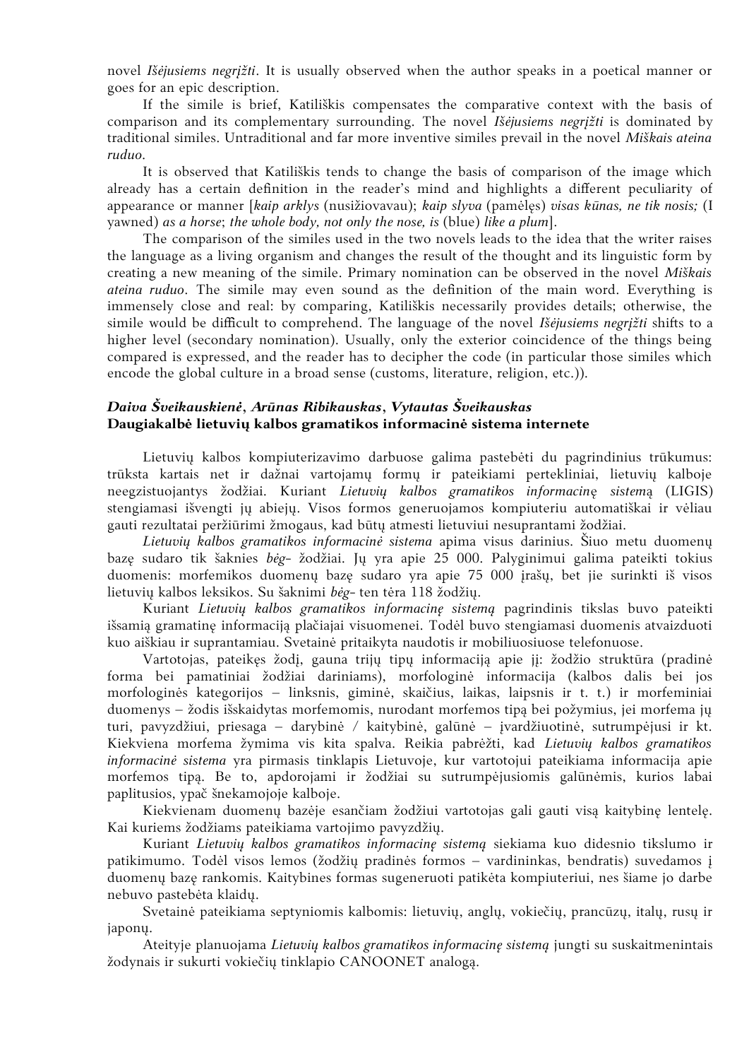novel *Išėjusiems negrįžti*. It is usually observed when the author speaks in a poetical manner or goes for an epic description.

If the simile is brief, Katiliškis compensates the comparative context with the basis of comparison and its complementary surrounding. The novel *Išėjusiems negrįžti* is dominated by traditional similes. Untraditional and far more inventive similes prevail in the novel *Miškais ateina ruduo*.

It is observed that Katiliškis tends to change the basis of comparison of the image which already has a certain definition in the reader's mind and highlights a different peculiarity of appearance or manner [*kaip arklys* (nusižiovavau); *kaip slyva* (pamėlęs) *visas kūnas, ne tik nosis;* (I yawned) *as a horse*; *the whole body, not only the nose, is* (blue) *like a plum*].

The comparison of the similes used in the two novels leads to the idea that the writer raises the language as a living organism and changes the result of the thought and its linguistic form by creating a new meaning of the simile. Primary nomination can be observed in the novel *Miškais ateina ruduo*. The simile may even sound as the definition of the main word. Everything is immensely close and real: by comparing, Katiliškis necessarily provides details; otherwise, the simile would be difficult to comprehend. The language of the novel *Išėjusiems negrįžti* shifts to a higher level (secondary nomination). Usually, only the exterior coincidence of the things being compared is expressed, and the reader has to decipher the code (in particular those similes which encode the global culture in a broad sense (customs, literature, religion, etc.)).

### *Daiva Šveikauskienė, Arūnas Ribikauskas, Vytautas Šveikauskas*
### Daugiakalbė lietuvių kalbos gramatikos informacinė sistema internete

Lietuvių kalbos kompiuterizavimo darbuose galima pastebėti du pagrindinius trūkumus: trūksta kartais net ir dažnai vartojamų formų ir pateikiami pertekliniai, lietuvių kalboje neegzistuojantys žodžiai. Kuriant *Lietuvių kalbos gramatikos informacinę sistemą* (LIGIS) stengiamasi išvengti jų abiejų. Visos formos generuojamos kompiuteriu automatiškai ir vėliau gauti rezultatai peržiūrimi žmogaus, kad būtų atmesti lietuviui nesuprantami žodžiai.

*Lietuvių kalbos gramatikos informacinė sistema* apima visus darinius. Šiuo metu duomenų bazę sudaro tik šaknies *bėg-* žodžiai. Jų yra apie 25 000. Palyginimui galima pateikti tokius duomenis: morfemikos duomenų bazę sudaro yra apie 75 000 įrašų, bet jie surinkti iš visos lietuvių kalbos leksikos. Su šaknimi *bėg-* ten tėra 118 žodžių.

Kuriant *Lietuvių kalbos gramatikos informacinę sistemą* pagrindinis tikslas buvo pateikti išsamią gramatinę informaciją plačiajai visuomenei. Todėl buvo stengiamasi duomenis atvaizduoti kuo aiškiau ir suprantamiau. Svetainė pritaikyta naudotis ir mobiliuosiuose telefonuose.

Vartotojas, pateikęs žodį, gauna trijų tipų informaciją apie jį: žodžio struktūra (pradinė forma bei pamatiniai žodžiai dariniams), morfologinė informacija (kalbos dalis bei jos morfologinės kategorijos – linksnis, giminė, skaičius, laikas, laipsnis ir t. t.) ir morfeminiai duomenys – žodis išskaidytas morfemomis, nurodant morfemos tipą bei požymius, jei morfema jų turi, pavyzdžiui, priesaga – darybinė / kaitybinė, galūnė – įvardžiuotinė, sutrumpėjusi ir kt. Kiekviena morfema žymima vis kita spalva. Reikia pabrėžti, kad *Lietuvių kalbos gramatikos informacinė sistema* yra pirmasis tinklapis Lietuvoje, kur vartotojui pateikiama informacija apie morfemos tipą. Be to, apdorojami ir žodžiai su sutrumpėjusiomis galūnėmis, kurios labai paplitusios, ypač šnekamojoje kalboje.

Kiekvienam duomenų bazėje esančiam žodžiui vartotojas gali gauti visą kaitybinę lentelę. Kai kuriems žodžiams pateikiama vartojimo pavyzdžių.

Kuriant *Lietuvių kalbos gramatikos informacinę sistemą* siekiama kuo didesnio tikslumo ir patikimumo. Todėl visos lemos (žodžių pradinės formos – vardininkas, bendratis) suvedamos į duomenų bazę rankomis. Kaitybines formas sugeneruoti patikėta kompiuteriui, nes šiame jo darbe nebuvo pastebėta klaidų.

Svetainė pateikiama septyniomis kalbomis: lietuvių, anglų, vokiečių, prancūzų, italų, rusų ir japonų.

Ateityje planuojama *Lietuvių kalbos gramatikos informacinę sistemą* jungti su suskaitmenintais žodynais ir sukurti vokiečių tinklapio CANOONET analogą.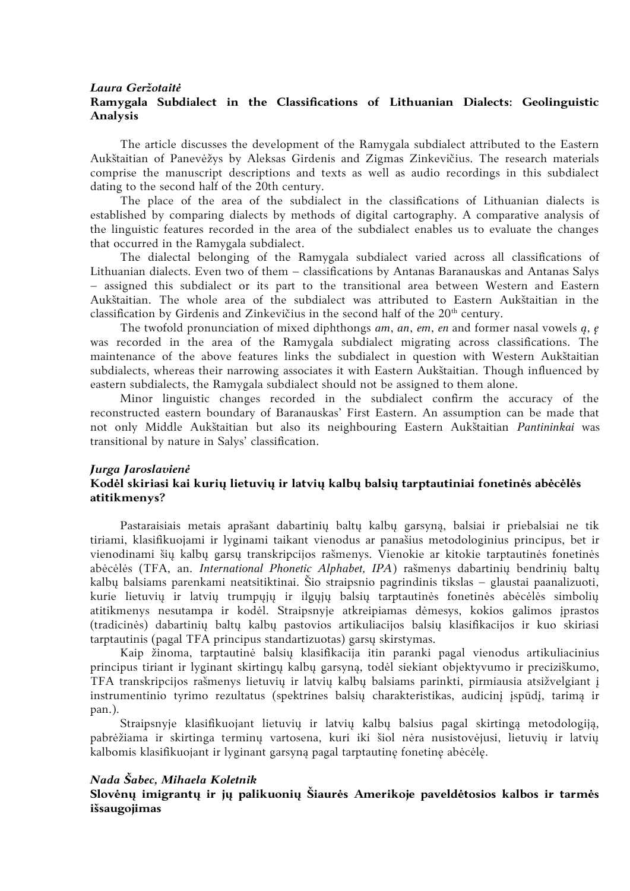*Laura Geržotaitė*

**Ramygala Subdialect in the Classifications of Lithuanian Dialects: Geolinguistic Analysis**

The article discusses the development of the Ramygala subdialect attributed to the Eastern Aukštaitian of Panevėžys by Aleksas Girdenis and Zigmas Zinkevičius. The research materials comprise the manuscript descriptions and texts as well as audio recordings in this subdialect dating to the second half of the 20th century.

The place of the area of the subdialect in the classifications of Lithuanian dialects is established by comparing dialects by methods of digital cartography. A comparative analysis of the linguistic features recorded in the area of the subdialect enables us to evaluate the changes that occurred in the Ramygala subdialect.

The dialectal belonging of the Ramygala subdialect varied across all classifications of Lithuanian dialects. Even two of them – classifications by Antanas Baranauskas and Antanas Salys – assigned this subdialect or its part to the transitional area between Western and Eastern Aukštaitian. The whole area of the subdialect was attributed to Eastern Aukštaitian in the classification by Girdenis and Zinkevičius in the second half of the 20th century.

The twofold pronunciation of mixed diphthongs *am*, *an*, *em*, *en* and former nasal vowels *ą*, *ę* was recorded in the area of the Ramygala subdialect migrating across classifications. The maintenance of the above features links the subdialect in question with Western Aukštaitian subdialects, whereas their narrowing associates it with Eastern Aukštaitian. Though influenced by eastern subdialects, the Ramygala subdialect should not be assigned to them alone.

Minor linguistic changes recorded in the subdialect confirm the accuracy of the reconstructed eastern boundary of Baranauskas' First Eastern. An assumption can be made that not only Middle Aukštaitian but also its neighbouring Eastern Aukštaitian *Pantininkai* was transitional by nature in Salys' classification.

*Jurga Jaroslavienė*

**Kodėl skiriasi kai kurių lietuvių ir latvių kalbų balsių tarptautiniai fonetinės abėcėlės atitikmenys?**

Pastaraisiais metais aprašant dabartinių baltų kalbų garsyną, balsiai ir priebalsiai ne tik tiriami, klasifikuojami ir lyginami taikant vienodus ar panašius metodologinius principus, bet ir vienodinami šių kalbų garsų transkripcijos rašmenys. Vienokie ar kitokie tarptautinės fonetinės abėcėlės (TFA, an. *International Phonetic Alphabet, IPA*) rašmenys dabartinių bendrinių baltų kalbų balsiams parenkami neatsitiktinai. Šio straipsnio pagrindinis tikslas – glaustai paanalizuoti, kurie lietuvių ir latvių trumpųjų ir ilgųjų balsių tarptautinės fonetinės abėcėlės simbolių atitikmenys nesutampa ir kodėl. Straipsnyje atkreipiamas dėmesys, kokios galimos įprastos (tradicinės) dabartinių baltų kalbų pastovios artikuliacijos balsių klasifikacijos ir kuo skiriasi tarptautinis (pagal TFA principus standartizuotas) garsų skirstymas.

Kaip žinoma, tarptautinė balsių klasifikacija itin paranki pagal vienodus artikuliacinius principus tiriant ir lyginant skirtingų kalbų garsyną, todėl siekiant objektyvumo ir preciziškumo, TFA transkripcijos rašmenys lietuvių ir latvių kalbų balsiams parinkti, pirmiausia atsižvelgiant į instrumentinio tyrimo rezultatus (spektrines balsių charakteristikas, audicinį įspūdį, tarimą ir pan.).

Straipsnyje klasifikuojant lietuvių ir latvių kalbų balsius pagal skirtingą metodologiją, pabrėžiama ir skirtinga terminų vartosena, kuri iki šiol nėra nusistovėjusi, lietuvių ir latvių kalbomis klasifikuojant ir lyginant garsyną pagal tarptautinę fonetinę abėcėlę.

*Nada Šabec, Mihaela Koletnik*

**Slovėnų imigrantų ir jų palikuonių Šiaurės Amerikoje paveldėtosios kalbos ir tarmės išsaugojimas**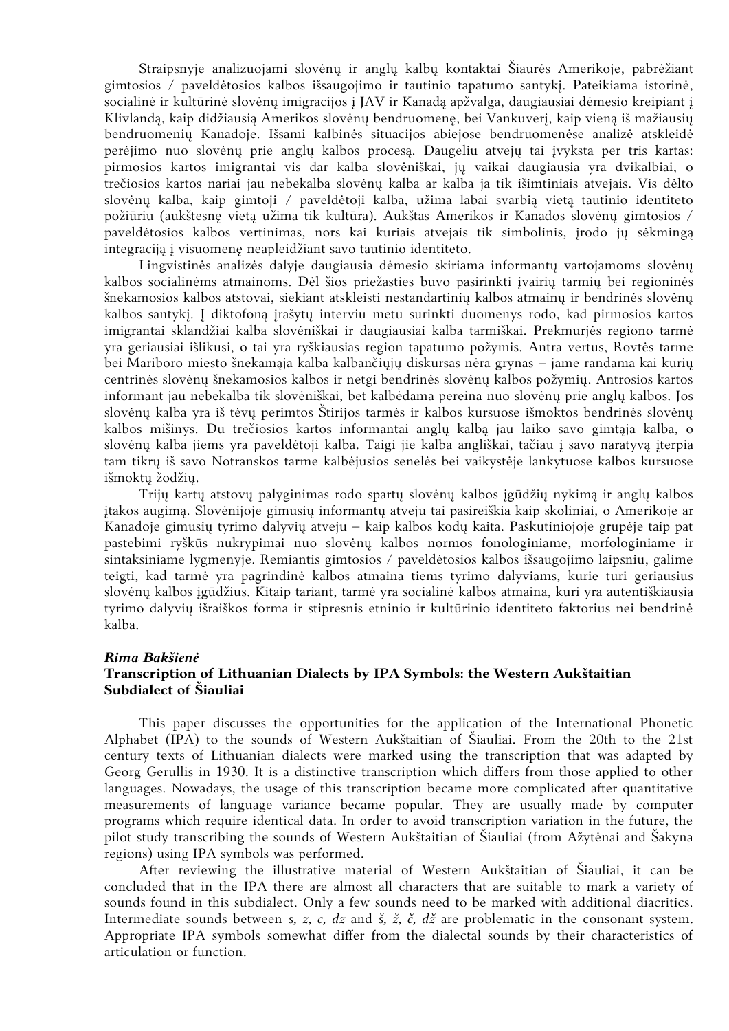Straipsnyje analizuojami slovėnų ir anglų kalbų kontaktai Šiaurės Amerikoje, pabrėžiant gimtosios / paveldėtosios kalbos išsaugojimo ir tautinio tapatumo santykį. Pateikiama istorinė, socialinė ir kultūrinė slovėnų imigracijos į JAV ir Kanadą apžvalga, daugiausiai dėmesio kreipiant į Klivlandą, kaip didžiausią Amerikos slovėnų bendruomenę, bei Vankuverį, kaip vieną iš mažiausių bendruomenių Kanadoje. Išsami kalbinės situacijos abiejose bendruomenėse analizė atskleidė perėjimo nuo slovėnų prie anglų kalbos procesą. Daugeliu atvejų tai įvyksta per tris kartas: pirmosios kartos imigrantai vis dar kalba slovėniškai, jų vaikai daugiausia yra dvikalbiai, o trečiosios kartos nariai jau nebekalba slovėnų kalba ar kalba ja tik išimtiniais atvejais. Vis dėlto slovėnų kalba, kaip gimtoji / paveldėtoji kalba, užima labai svarbią vietą tautinio identiteto požiūriu (aukštesnę vietą užima tik kultūra). Aukštas Amerikos ir Kanados slovėnų gimtosios / paveldėtosios kalbos vertinimas, nors kai kuriais atvejais tik simbolinis, įrodo jų sėkmingą integraciją į visuomenę neapleidžiant savo tautinio identiteto.

Lingvistinės analizės dalyje daugiausia dėmesio skiriama informantų vartojamoms slovėnų kalbos socialinėms atmainoms. Dėl šios priežasties buvo pasirinkti įvairių tarmių bei regioninės šnekamosios kalbos atstovai, siekiant atskleisti nestandartinių kalbos atmainų ir bendrinės slovėnų kalbos santykį. Į diktofoną įrašytų interviu metu surinkti duomenys rodo, kad pirmosios kartos imigrantai sklandžiai kalba slovėniškai ir daugiausiai kalba tarmiškai. Prekmurjės regiono tarmė yra geriausiai išlikusi, o tai yra ryškiausias region tapatumo požymis. Antra vertus, Rovtės tarme bei Mariboro miesto šnekamąja kalba kalbančiųjų diskursas nėra grynas – jame randama kai kurių centrinės slovėnų šnekamosios kalbos ir netgi bendrinės slovėnų kalbos požymių. Antrosios kartos informant jau nebekalba tik slovėniškai, bet kalbėdama pereina nuo slovėnų prie anglų kalbos. Jos slovėnų kalba yra iš tėvų perimtos Štirijos tarmės ir kalbos kursuose išmoktos bendrinės slovėnų kalbos mišinys. Du trečiosios kartos informantai anglų kalbą jau laiko savo gimtąja kalba, o slovėnų kalba jiems yra paveldėtoji kalba. Taigi jie kalba angliškai, tačiau į savo naratyvą įterpia tam tikrų iš savo Notranskos tarme kalbėjusios senelės bei vaikystėje lankytuose kalbos kursuose išmoktų žodžių.

Trijų kartų atstovų palyginimas rodo spartų slovėnų kalbos įgūdžių nykimą ir anglų kalbos įtakos augimą. Slovėnijoje gimusių informantų atveju tai pasireiškia kaip skoliniai, o Amerikoje ar Kanadoje gimusių tyrimo dalyvių atveju – kaip kalbos kodų kaita. Paskutiniojoje grupėje taip pat pastebimi ryškūs nukrypimai nuo slovėnų kalbos normos fonologiniame, morfologiniame ir sintaksiniame lygmenyje. Remiantis gimtosios / paveldėtosios kalbos išsaugojimo laipsniu, galime teigti, kad tarmė yra pagrindinė kalbos atmaina tiems tyrimo dalyviams, kurie turi geriausius slovėnų kalbos įgūdžius. Kitaip tariant, tarmė yra socialinė kalbos atmaina, kuri yra autentiškiausia tyrimo dalyvių išraiškos forma ir stipresnis etninio ir kultūrinio identiteto faktorius nei bendrinė kalba.

***Rima Bakšienė***

**Transcription of Lithuanian Dialects by IPA Symbols: the Western Aukštaitian Subdialect of Šiauliai**

This paper discusses the opportunities for the application of the International Phonetic Alphabet (IPA) to the sounds of Western Aukštaitian of Šiauliai. From the 20th to the 21st century texts of Lithuanian dialects were marked using the transcription that was adapted by Georg Gerullis in 1930. It is a distinctive transcription which differs from those applied to other languages. Nowadays, the usage of this transcription became more complicated after quantitative measurements of language variance became popular. They are usually made by computer programs which require identical data. In order to avoid transcription variation in the future, the pilot study transcribing the sounds of Western Aukštaitian of Šiauliai (from Ažytėnai and Šakyna regions) using IPA symbols was performed.

After reviewing the illustrative material of Western Aukštaitian of Šiauliai, it can be concluded that in the IPA there are almost all characters that are suitable to mark a variety of sounds found in this subdialect. Only a few sounds need to be marked with additional diacritics. Intermediate sounds between *s, z, c, dz* and *š, ž, č, dž* are problematic in the consonant system. Appropriate IPA symbols somewhat differ from the dialectal sounds by their characteristics of articulation or function.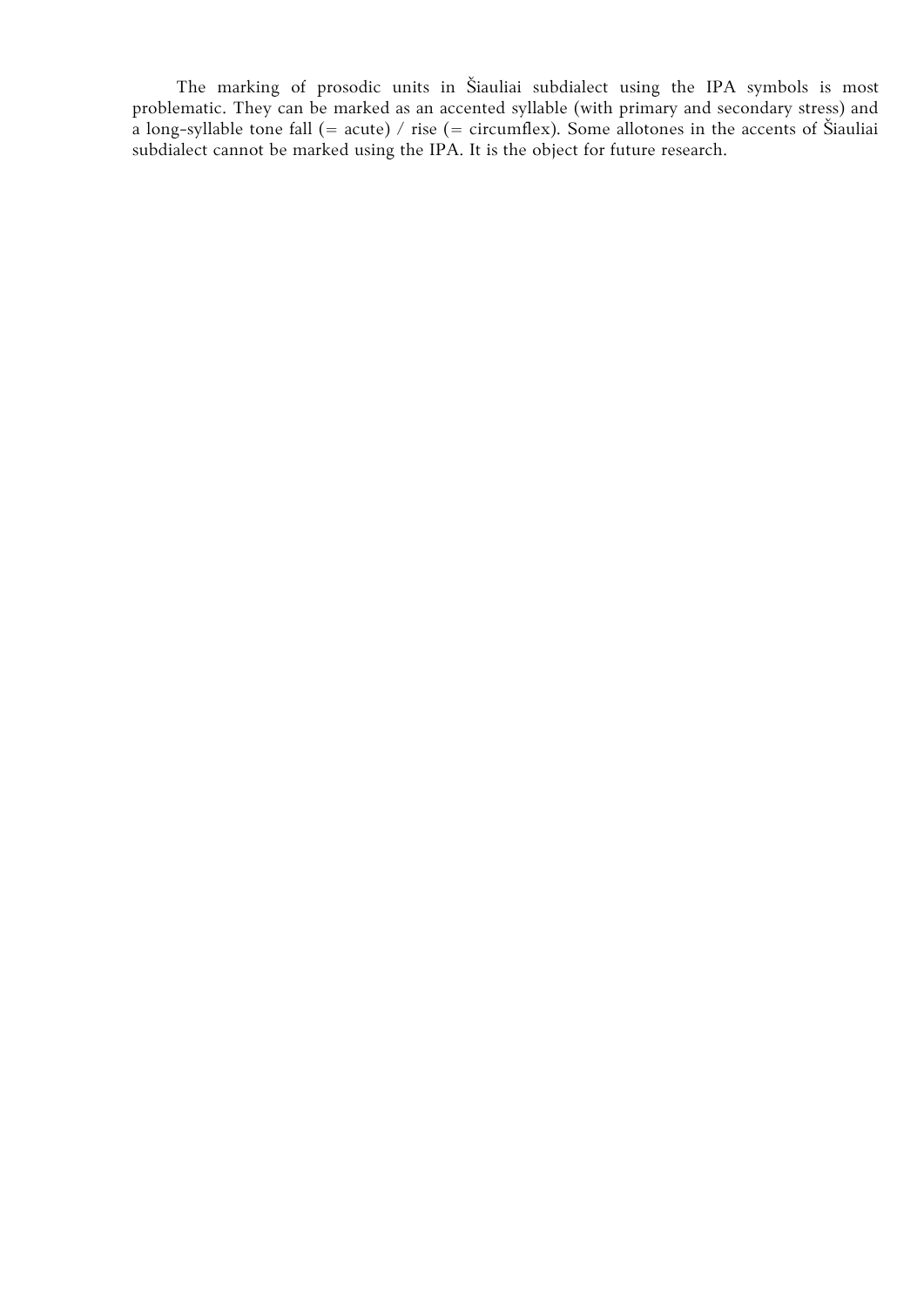The marking of prosodic units in Šiauliai subdialect using the IPA symbols is most problematic. They can be marked as an accented syllable (with primary and secondary stress) and a long-syllable tone fall (= acute) / rise (= circumflex). Some allotones in the accents of Šiauliai subdialect cannot be marked using the IPA. It is the object for future research.